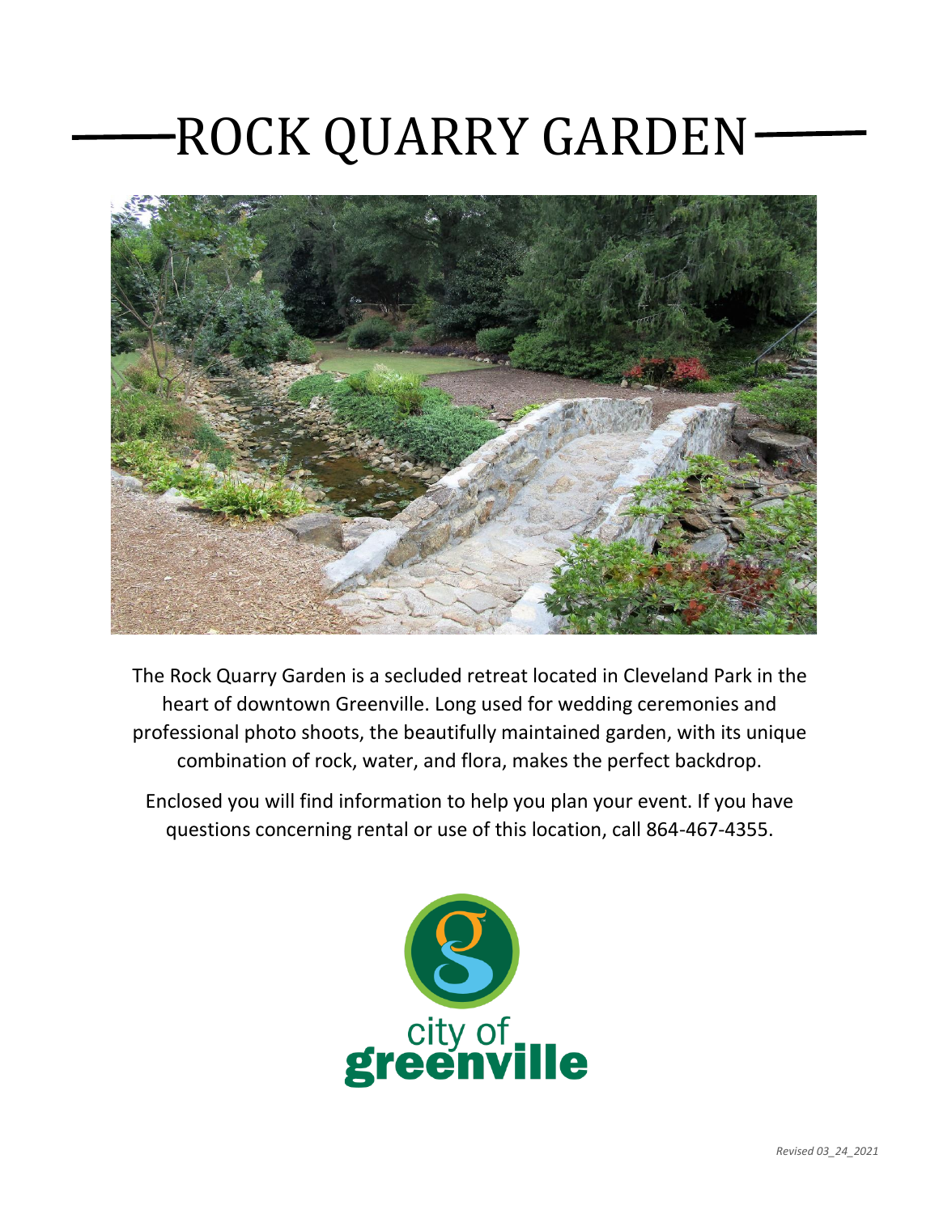# ROCK QUARRY GARDEN

The Rock Quarry Garden is a secluded retreat located in Cleveland Park in the heart of downtown Greenville. Long used for wedding ceremonies and professional photo shoots, the beautifully maintained garden, with its unique combination of rock, water, and flora, makes the perfect backdrop.

Enclosed you will find information to help you plan your event. If you have questions concerning rental or use of this location, call 864-467-4355.

city of greenville

*Revised 03_24_2021*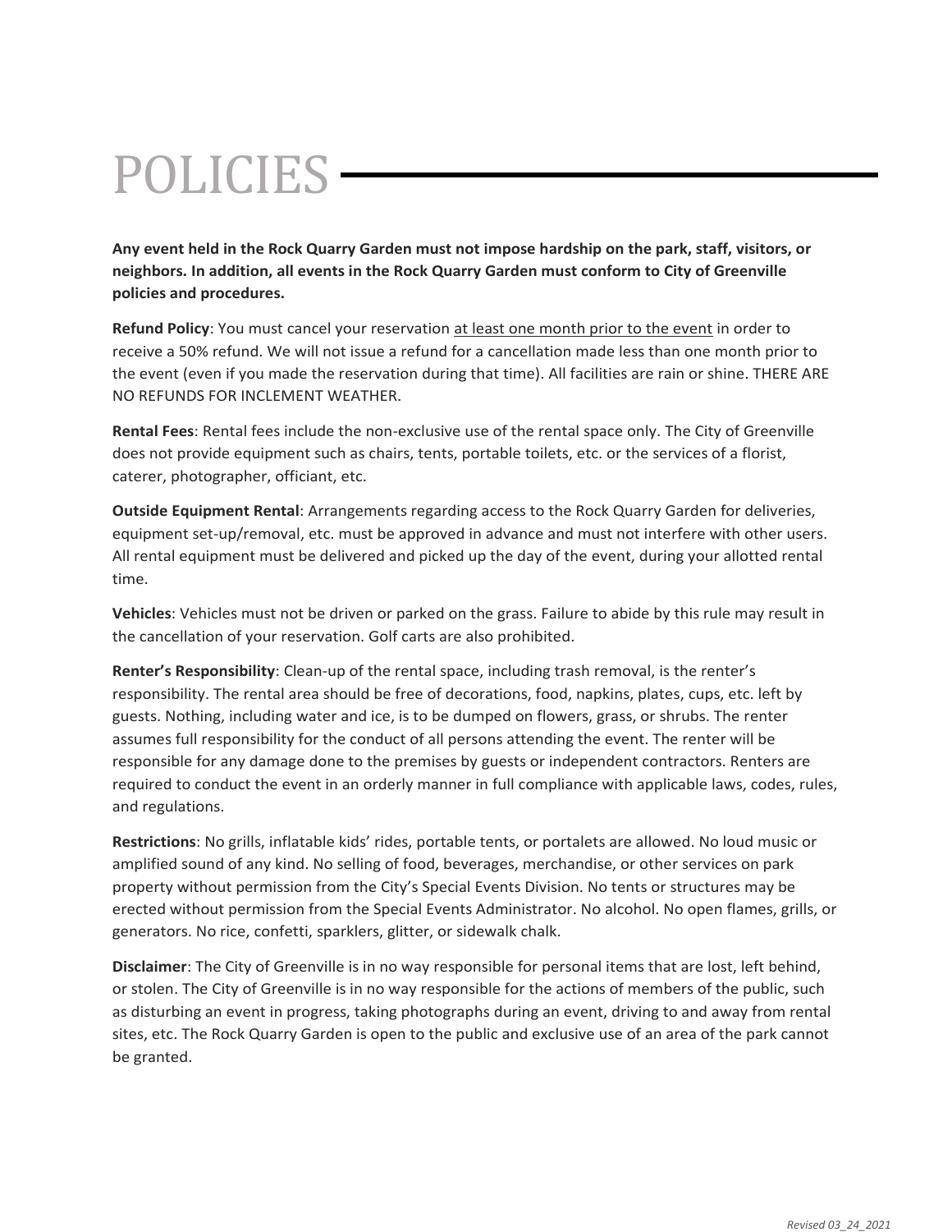# POLICIES

**Any event held in the Rock Quarry Garden must not impose hardship on the park, staff, visitors, or neighbors. In addition, all events in the Rock Quarry Garden must conform to City of Greenville policies and procedures.**

**Refund Policy**: You must cancel your reservation <u>at least one month prior to the event</u> in order to receive a 50% refund. We will not issue a refund for a cancellation made less than one month prior to the event (even if you made the reservation during that time). All facilities are rain or shine. THERE ARE NO REFUNDS FOR INCLEMENT WEATHER.

**Rental Fees**: Rental fees include the non-exclusive use of the rental space only. The City of Greenville does not provide equipment such as chairs, tents, portable toilets, etc. or the services of a florist, caterer, photographer, officiant, etc.

**Outside Equipment Rental**: Arrangements regarding access to the Rock Quarry Garden for deliveries, equipment set-up/removal, etc. must be approved in advance and must not interfere with other users. All rental equipment must be delivered and picked up the day of the event, during your allotted rental time.

**Vehicles**: Vehicles must not be driven or parked on the grass. Failure to abide by this rule may result in the cancellation of your reservation. Golf carts are also prohibited.

**Renter's Responsibility**: Clean-up of the rental space, including trash removal, is the renter's responsibility. The rental area should be free of decorations, food, napkins, plates, cups, etc. left by guests. Nothing, including water and ice, is to be dumped on flowers, grass, or shrubs. The renter assumes full responsibility for the conduct of all persons attending the event. The renter will be responsible for any damage done to the premises by guests or independent contractors. Renters are required to conduct the event in an orderly manner in full compliance with applicable laws, codes, rules, and regulations.

**Restrictions**: No grills, inflatable kids' rides, portable tents, or portalets are allowed. No loud music or amplified sound of any kind. No selling of food, beverages, merchandise, or other services on park property without permission from the City's Special Events Division. No tents or structures may be erected without permission from the Special Events Administrator. No alcohol. No open flames, grills, or generators. No rice, confetti, sparklers, glitter, or sidewalk chalk.

**Disclaimer**: The City of Greenville is in no way responsible for personal items that are lost, left behind, or stolen. The City of Greenville is in no way responsible for the actions of members of the public, such as disturbing an event in progress, taking photographs during an event, driving to and away from rental sites, etc. The Rock Quarry Garden is open to the public and exclusive use of an area of the park cannot be granted.

*Revised 03_24_2021*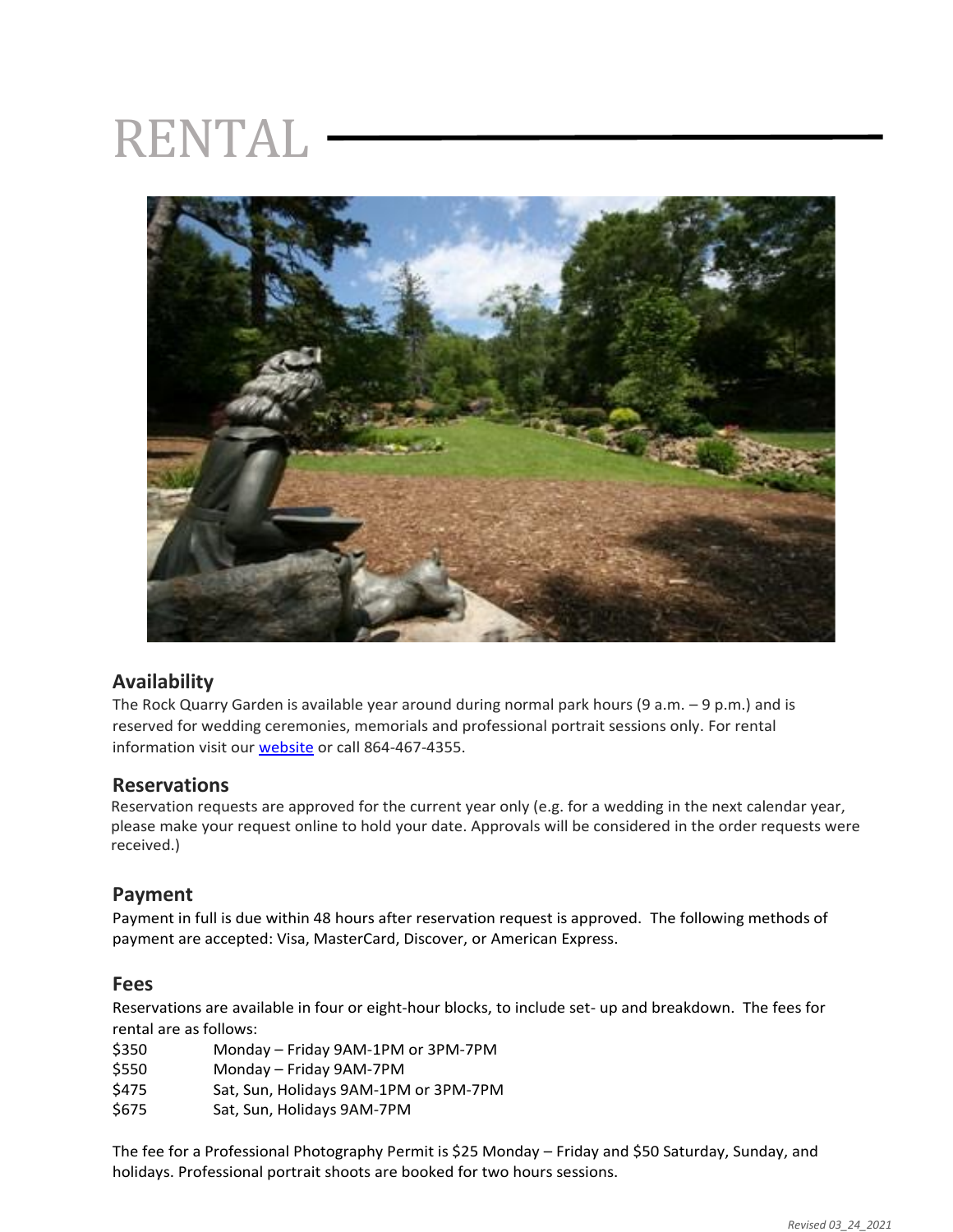# RENTAL

## Availability

The Rock Quarry Garden is available year around during normal park hours (9 a.m. – 9 p.m.) and is reserved for wedding ceremonies, memorials and professional portrait sessions only. For rental information visit our website or call 864-467-4355.

## Reservations

Reservation requests are approved for the current year only (e.g. for a wedding in the next calendar year, please make your request online to hold your date. Approvals will be considered in the order requests were received.)

## Payment

Payment in full is due within 48 hours after reservation request is approved. The following methods of payment are accepted: Visa, MasterCard, Discover, or American Express.

## Fees

Reservations are available in four or eight-hour blocks, to include set- up and breakdown. The fees for rental are as follows:

| | |
|---|---|
| $350 | Monday – Friday 9AM-1PM or 3PM-7PM |
| $550 | Monday – Friday 9AM-7PM |
| $475 | Sat, Sun, Holidays 9AM-1PM or 3PM-7PM |
| $675 | Sat, Sun, Holidays 9AM-7PM |

The fee for a Professional Photography Permit is $25 Monday – Friday and $50 Saturday, Sunday, and holidays. Professional portrait shoots are booked for two hours sessions.

*Revised 03_24_2021*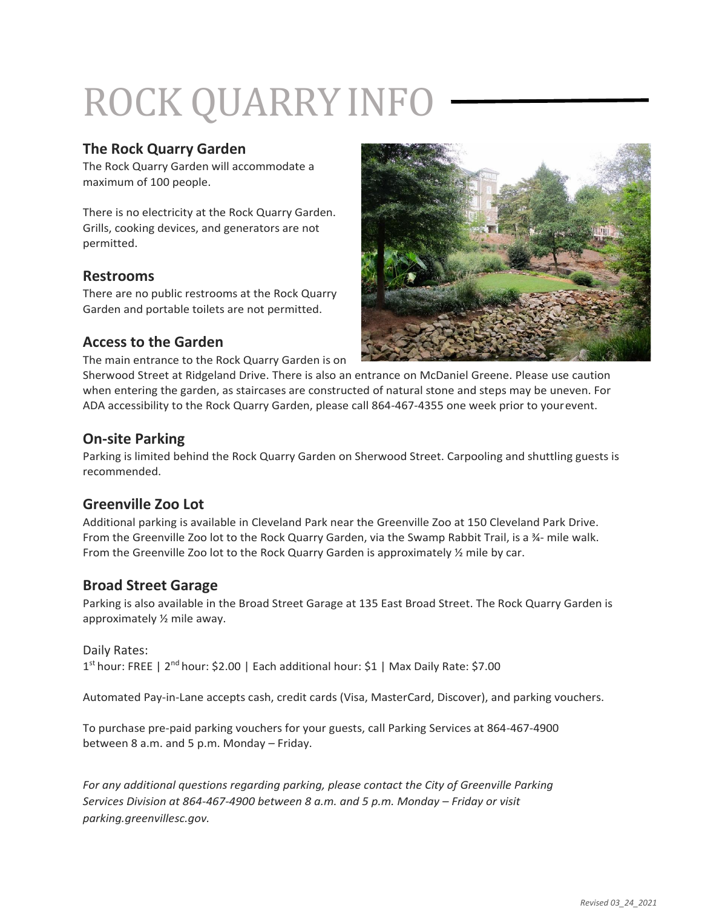# ROCK QUARRY INFO

## The Rock Quarry Garden

The Rock Quarry Garden will accommodate a maximum of 100 people.

There is no electricity at the Rock Quarry Garden. Grills, cooking devices, and generators are not permitted.

## Restrooms

There are no public restrooms at the Rock Quarry Garden and portable toilets are not permitted.

## Access to the Garden

The main entrance to the Rock Quarry Garden is on Sherwood Street at Ridgeland Drive. There is also an entrance on McDaniel Greene. Please use caution when entering the garden, as staircases are constructed of natural stone and steps may be uneven. For ADA accessibility to the Rock Quarry Garden, please call 864-467-4355 one week prior to your event.

## On-site Parking

Parking is limited behind the Rock Quarry Garden on Sherwood Street. Carpooling and shuttling guests is recommended.

## Greenville Zoo Lot

Additional parking is available in Cleveland Park near the Greenville Zoo at 150 Cleveland Park Drive. From the Greenville Zoo lot to the Rock Quarry Garden, via the Swamp Rabbit Trail, is a ¾- mile walk. From the Greenville Zoo lot to the Rock Quarry Garden is approximately ½ mile by car.

## Broad Street Garage

Parking is also available in the Broad Street Garage at 135 East Broad Street. The Rock Quarry Garden is approximately ½ mile away.

Daily Rates:
1st hour: FREE | 2nd hour: $2.00 | Each additional hour: $1 | Max Daily Rate: $7.00

Automated Pay-in-Lane accepts cash, credit cards (Visa, MasterCard, Discover), and parking vouchers.

To purchase pre-paid parking vouchers for your guests, call Parking Services at 864-467-4900 between 8 a.m. and 5 p.m. Monday – Friday.

*For any additional questions regarding parking, please contact the City of Greenville Parking Services Division at 864-467-4900 between 8 a.m. and 5 p.m. Monday – Friday or visit parking.greenvillesc.gov.*

*Revised 03_24_2021*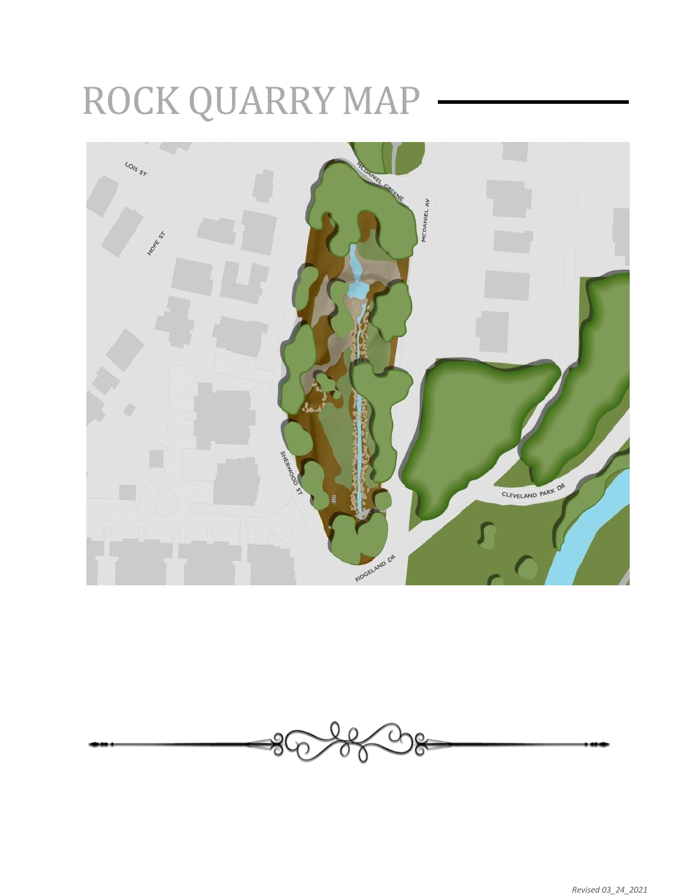# ROCK QUARRY MAP

LOIS ST

HOPE ST

MCDANIEL GREENE

MCDANIEL AV

SHERWOOD ST

CLEVELAND PARK DR

RIDGELAND DR

*Revised 03_24_2021*